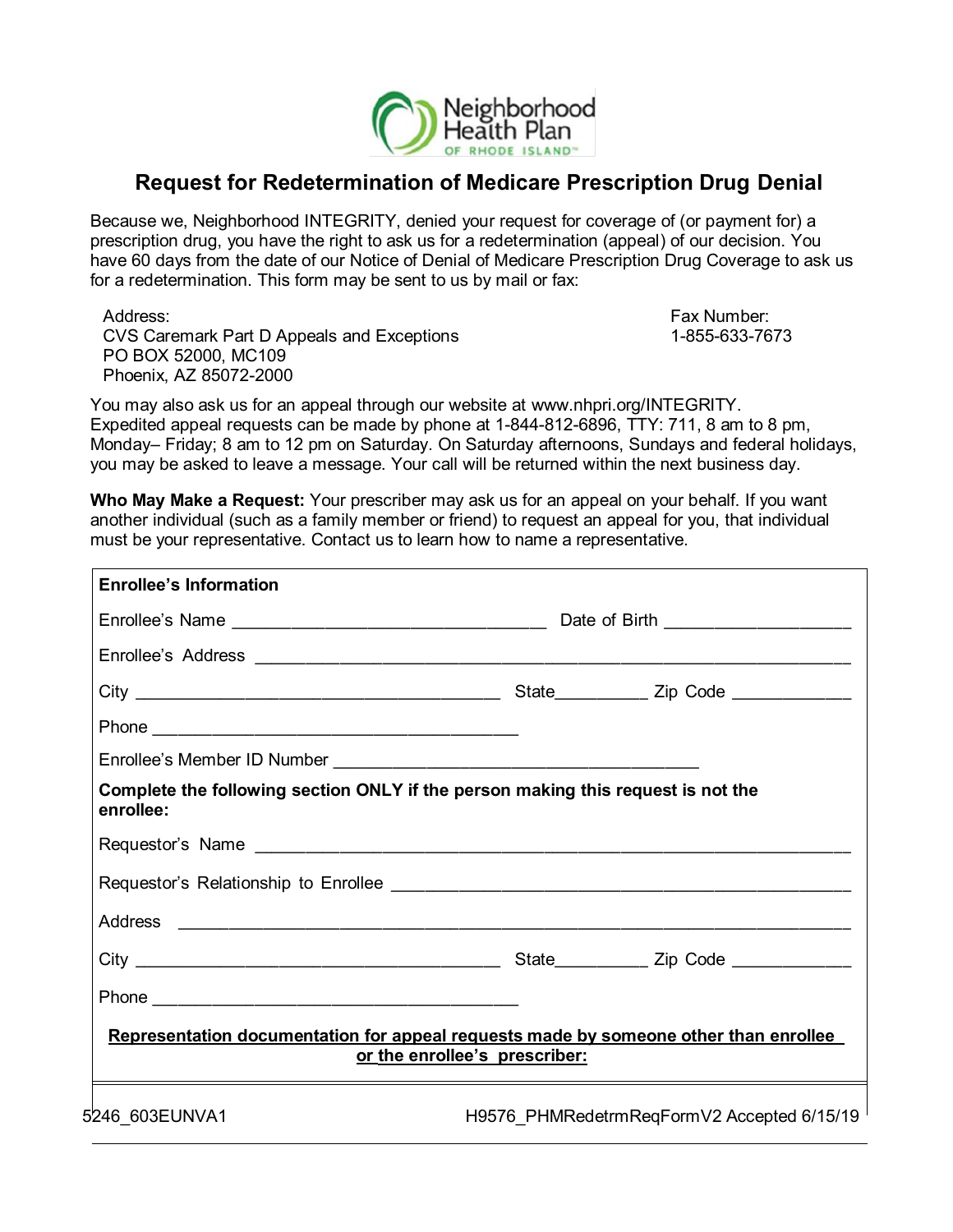Neighborhood Health Plan OF RHODE ISLAND

# Request for Redetermination of Medicare Prescription Drug Denial

Because we, Neighborhood INTEGRITY, denied your request for coverage of (or payment for) a prescription drug, you have the right to ask us for a redetermination (appeal) of our decision. You have 60 days from the date of our Notice of Denial of Medicare Prescription Drug Coverage to ask us for a redetermination. This form may be sent to us by mail or fax:

Address:
CVS Caremark Part D Appeals and Exceptions
PO BOX 52000, MC109
Phoenix, AZ 85072-2000

Fax Number:
1-855-633-7673

You may also ask us for an appeal through our website at www.nhpri.org/INTEGRITY. Expedited appeal requests can be made by phone at 1-844-812-6896, TTY: 711, 8 am to 8 pm, Monday– Friday; 8 am to 12 pm on Saturday. On Saturday afternoons, Sundays and federal holidays, you may be asked to leave a message. Your call will be returned within the next business day.

**Who May Make a Request:** Your prescriber may ask us for an appeal on your behalf. If you want another individual (such as a family member or friend) to request an appeal for you, that individual must be your representative. Contact us to learn how to name a representative.

**Enrollee's Information**

Enrollee's Name ________________________________ Date of Birth ____________________

Enrollee's Address ______________________________________________________________

City ______________________________________ State__________ Zip Code _____________

Phone ________________________________________

Enrollee's Member ID Number ________________________________________

**Complete the following section ONLY if the person making this request is not the enrollee:**

Requestor's Name ______________________________________________________________

Requestor's Relationship to Enrollee ______________________________________________

Address ______________________________________________________________________

City ______________________________________ State__________ Zip Code _____________

Phone ________________________________________

**Representation documentation for appeal requests made by someone other than enrollee or the enrollee's prescriber:**

5246_603EUNVA1 H9576_PHMRedetrmReqFormV2 Accepted 6/15/19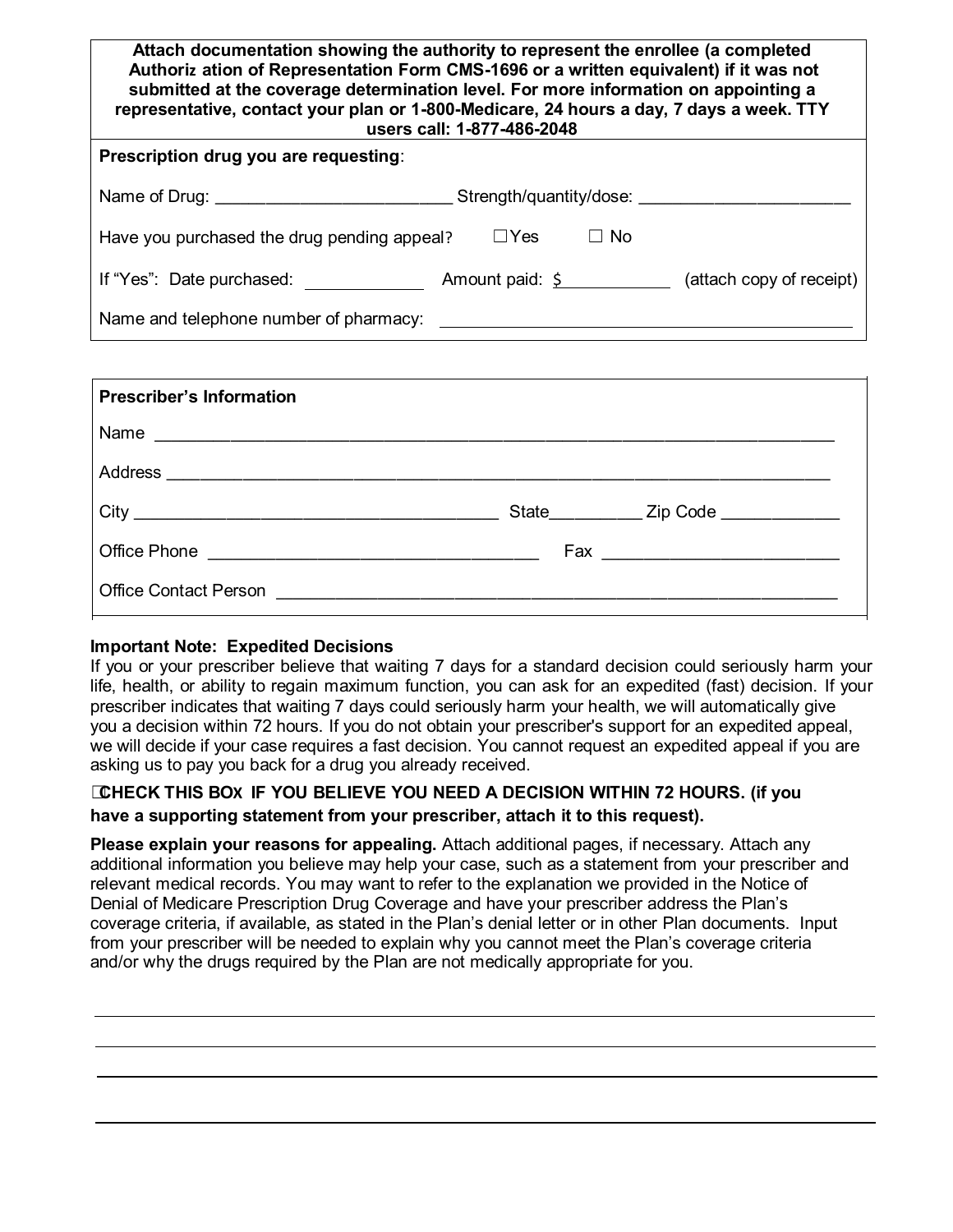**Attach documentation showing the authority to represent the enrollee (a completed Authorization of Representation Form CMS-1696 or a written equivalent) if it was not submitted at the coverage determination level. For more information on appointing a representative, contact your plan or 1-800-Medicare, 24 hours a day, 7 days a week. TTY users call: 1-877-486-2048**

**Prescription drug you are requesting**:

Name of Drug: ________________________ Strength/quantity/dose: ______________________

Have you purchased the drug pending appeal? ☐Yes ☐ No

If "Yes": Date purchased: ____________ Amount paid: $___________ (attach copy of receipt)

Name and telephone number of pharmacy: ___________________________________________

**Prescriber's Information**

Name ______________________________________________________________________

Address ____________________________________________________________________

City ______________________________________ State__________ Zip Code _____________

Office Phone _________________________________ Fax _________________________

Office Contact Person ________________________________________________________

**Important Note: Expedited Decisions**

If you or your prescriber believe that waiting 7 days for a standard decision could seriously harm your life, health, or ability to regain maximum function, you can ask for an expedited (fast) decision. If your prescriber indicates that waiting 7 days could seriously harm your health, we will automatically give you a decision within 72 hours. If you do not obtain your prescriber's support for an expedited appeal, we will decide if your case requires a fast decision. You cannot request an expedited appeal if you are asking us to pay you back for a drug you already received.

☐**CHECK THIS BOX IF YOU BELIEVE YOU NEED A DECISION WITHIN 72 HOURS. (if you have a supporting statement from your prescriber, attach it to this request).**

**Please explain your reasons for appealing.** Attach additional pages, if necessary. Attach any additional information you believe may help your case, such as a statement from your prescriber and relevant medical records. You may want to refer to the explanation we provided in the Notice of Denial of Medicare Prescription Drug Coverage and have your prescriber address the Plan's coverage criteria, if available, as stated in the Plan's denial letter or in other Plan documents. Input from your prescriber will be needed to explain why you cannot meet the Plan's coverage criteria and/or why the drugs required by the Plan are not medically appropriate for you.

______________________________________________________________________________

______________________________________________________________________________

______________________________________________________________________________

______________________________________________________________________________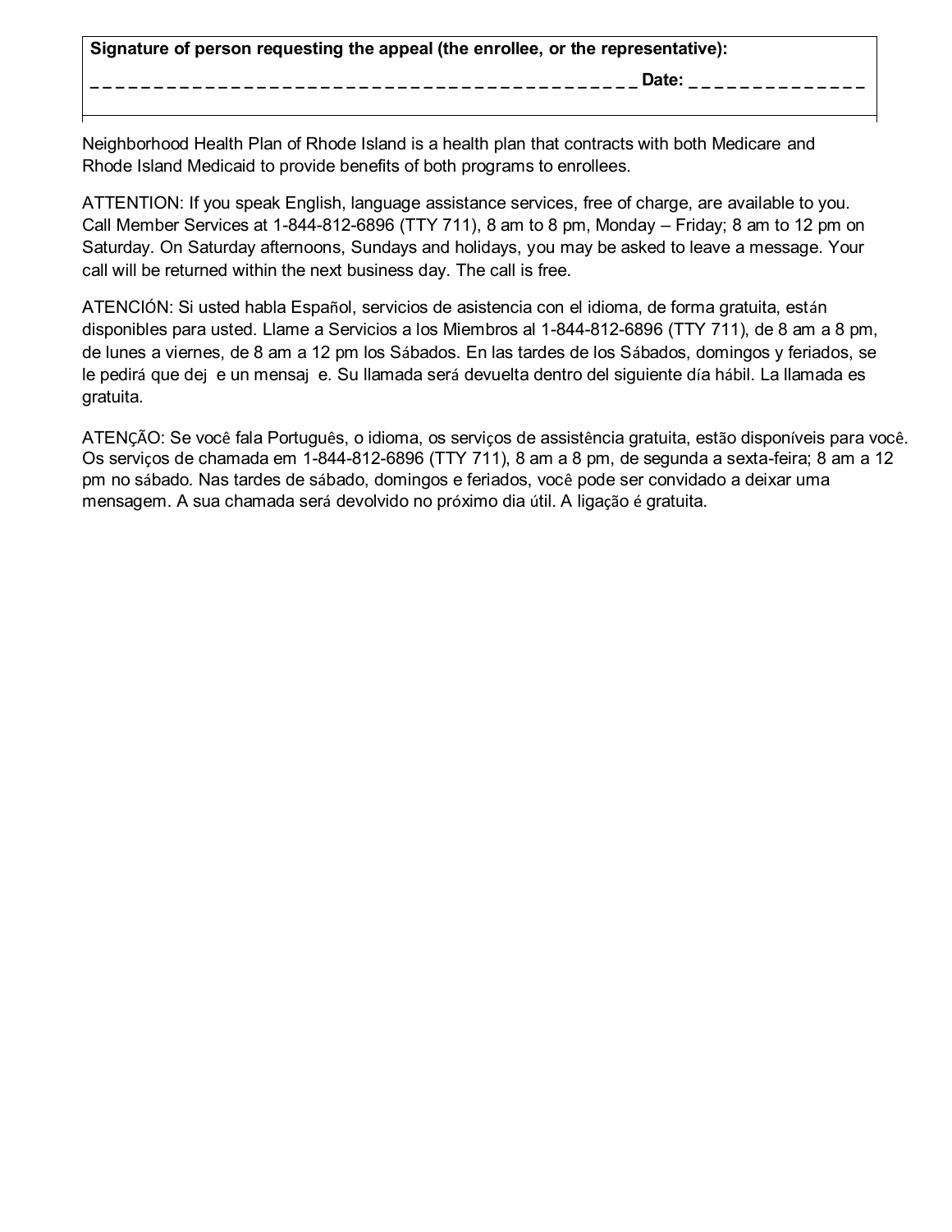**Signature of person requesting the appeal (the enrollee, or the representative):**

**_ _ _ _ _ _ _ _ _ _ _ _ _ _ _ _ _ _ _ _ _ _ _ _ _ _ _ _ _ _ _ _ _ _ _ _ _ _ _ _ _ _ _ _ _ Date: _ _ _ _ _ _ _ _ _ _ _ _ _ _ _**

Neighborhood Health Plan of Rhode Island is a health plan that contracts with both Medicare and Rhode Island Medicaid to provide benefits of both programs to enrollees.

ATTENTION: If you speak English, language assistance services, free of charge, are available to you. Call Member Services at 1-844-812-6896 (TTY 711), 8 am to 8 pm, Monday – Friday; 8 am to 12 pm on Saturday. On Saturday afternoons, Sundays and holidays, you may be asked to leave a message. Your call will be returned within the next business day. The call is free.

ATENCIÓN: Si usted habla Español, servicios de asistencia con el idioma, de forma gratuita, están disponibles para usted. Llame a Servicios a los Miembros al 1-844-812-6896 (TTY 711), de 8 am a 8 pm, de lunes a viernes, de 8 am a 12 pm los Sábados. En las tardes de los Sábados, domingos y feriados, se le pedirá que dej e un mensaj e. Su llamada será devuelta dentro del siguiente día hábil. La llamada es gratuita.

ATENÇÃO: Se você fala Português, o idioma, os serviços de assistência gratuita, estão disponíveis para você. Os serviços de chamada em 1-844-812-6896 (TTY 711), 8 am a 8 pm, de segunda a sexta-feira; 8 am a 12 pm no sábado. Nas tardes de sábado, domingos e feriados, você pode ser convidado a deixar uma mensagem. A sua chamada será devolvido no próximo dia útil. A ligação é gratuita.